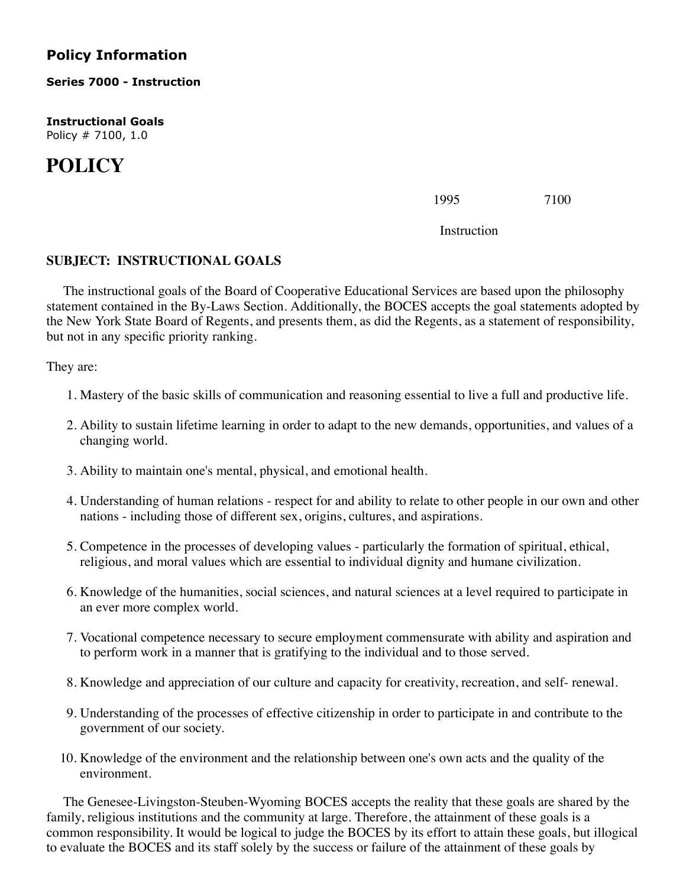## Policy Information

**Series 7000 - Instruction**

**Instructional Goals**
Policy # 7100, 1.0

# POLICY

1995 7100

Instruction

**SUBJECT: INSTRUCTIONAL GOALS**

The instructional goals of the Board of Cooperative Educational Services are based upon the philosophy statement contained in the By-Laws Section. Additionally, the BOCES accepts the goal statements adopted by the New York State Board of Regents, and presents them, as did the Regents, as a statement of responsibility, but not in any specific priority ranking.

They are:

1. Mastery of the basic skills of communication and reasoning essential to live a full and productive life.
2. Ability to sustain lifetime learning in order to adapt to the new demands, opportunities, and values of a changing world.
3. Ability to maintain one's mental, physical, and emotional health.
4. Understanding of human relations - respect for and ability to relate to other people in our own and other nations - including those of different sex, origins, cultures, and aspirations.
5. Competence in the processes of developing values - particularly the formation of spiritual, ethical, religious, and moral values which are essential to individual dignity and humane civilization.
6. Knowledge of the humanities, social sciences, and natural sciences at a level required to participate in an ever more complex world.
7. Vocational competence necessary to secure employment commensurate with ability and aspiration and to perform work in a manner that is gratifying to the individual and to those served.
8. Knowledge and appreciation of our culture and capacity for creativity, recreation, and self- renewal.
9. Understanding of the processes of effective citizenship in order to participate in and contribute to the government of our society.
10. Knowledge of the environment and the relationship between one's own acts and the quality of the environment.

The Genesee-Livingston-Steuben-Wyoming BOCES accepts the reality that these goals are shared by the family, religious institutions and the community at large. Therefore, the attainment of these goals is a common responsibility. It would be logical to judge the BOCES by its effort to attain these goals, but illogical to evaluate the BOCES and its staff solely by the success or failure of the attainment of these goals by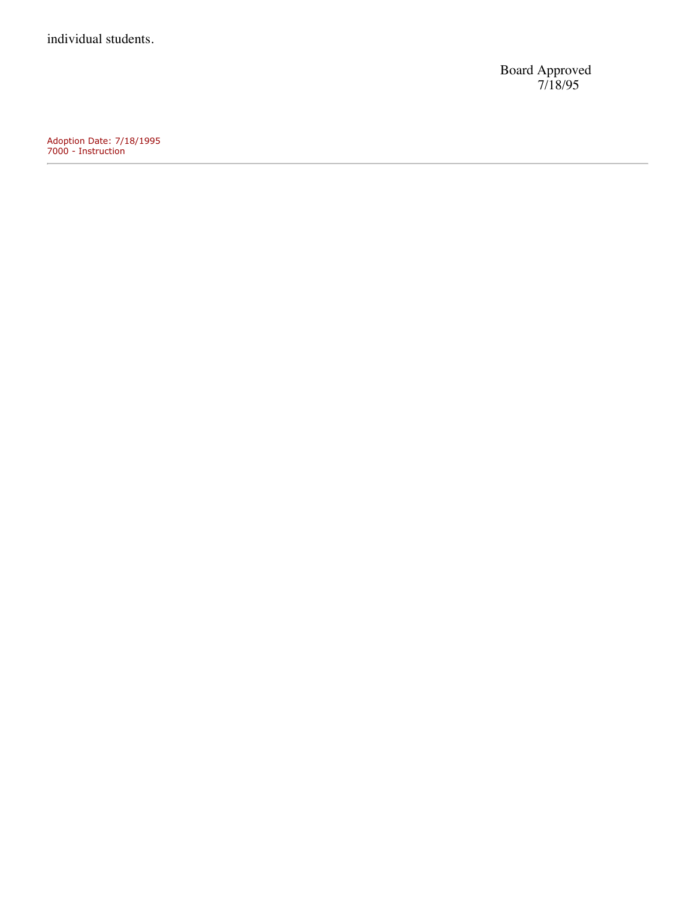individual students.

Board Approved
7/18/95

Adoption Date: 7/18/1995
7000 - Instruction

---